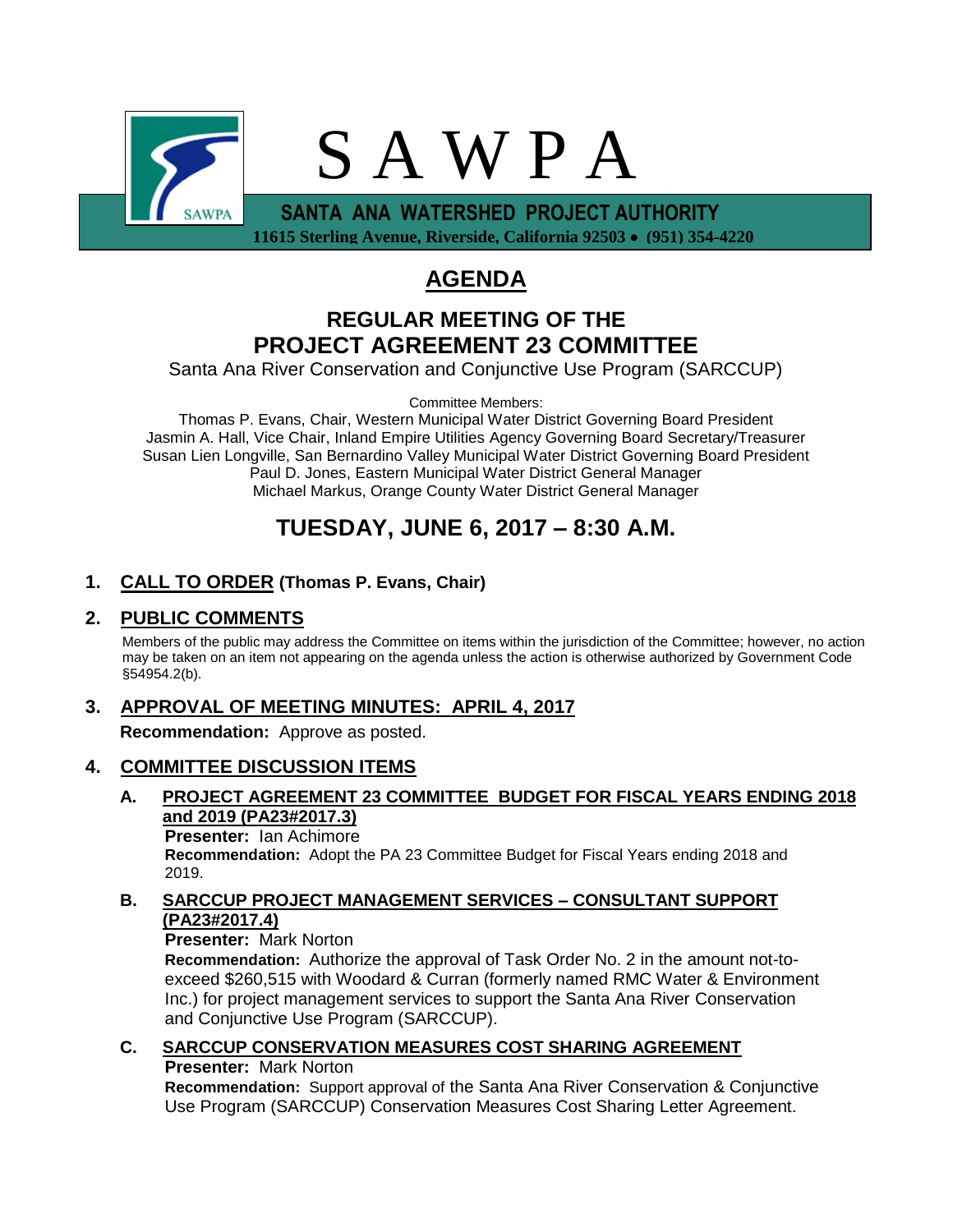# S A W P A

**SANTA ANA WATERSHED PROJECT AUTHORITY**

**11615 Sterling Avenue, Riverside, California 92503 • (951) 354-4220**

# AGENDA

## REGULAR MEETING OF THE PROJECT AGREEMENT 23 COMMITTEE

Santa Ana River Conservation and Conjunctive Use Program (SARCCUP)

Committee Members:

Thomas P. Evans, Chair, Western Municipal Water District Governing Board President
Jasmin A. Hall, Vice Chair, Inland Empire Utilities Agency Governing Board Secretary/Treasurer
Susan Lien Longville, San Bernardino Valley Municipal Water District Governing Board President
Paul D. Jones, Eastern Municipal Water District General Manager
Michael Markus, Orange County Water District General Manager

## TUESDAY, JUNE 6, 2017 – 8:30 A.M.

### 1. CALL TO ORDER (Thomas P. Evans, Chair)

### 2. PUBLIC COMMENTS

Members of the public may address the Committee on items within the jurisdiction of the Committee; however, no action may be taken on an item not appearing on the agenda unless the action is otherwise authorized by Government Code §54954.2(b).

### 3. APPROVAL OF MEETING MINUTES: APRIL 4, 2017

**Recommendation:** Approve as posted.

### 4. COMMITTEE DISCUSSION ITEMS

**A. PROJECT AGREEMENT 23 COMMITTEE BUDGET FOR FISCAL YEARS ENDING 2018 and 2019 (PA23#2017.3)**

**Presenter:** Ian Achimore

**Recommendation:** Adopt the PA 23 Committee Budget for Fiscal Years ending 2018 and 2019.

**B. SARCCUP PROJECT MANAGEMENT SERVICES – CONSULTANT SUPPORT (PA23#2017.4)**

**Presenter:** Mark Norton

**Recommendation:** Authorize the approval of Task Order No. 2 in the amount not-to-exceed $260,515 with Woodard & Curran (formerly named RMC Water & Environment Inc.) for project management services to support the Santa Ana River Conservation and Conjunctive Use Program (SARCCUP).

**C. SARCCUP CONSERVATION MEASURES COST SHARING AGREEMENT**

**Presenter:** Mark Norton

**Recommendation:** Support approval of the Santa Ana River Conservation & Conjunctive Use Program (SARCCUP) Conservation Measures Cost Sharing Letter Agreement.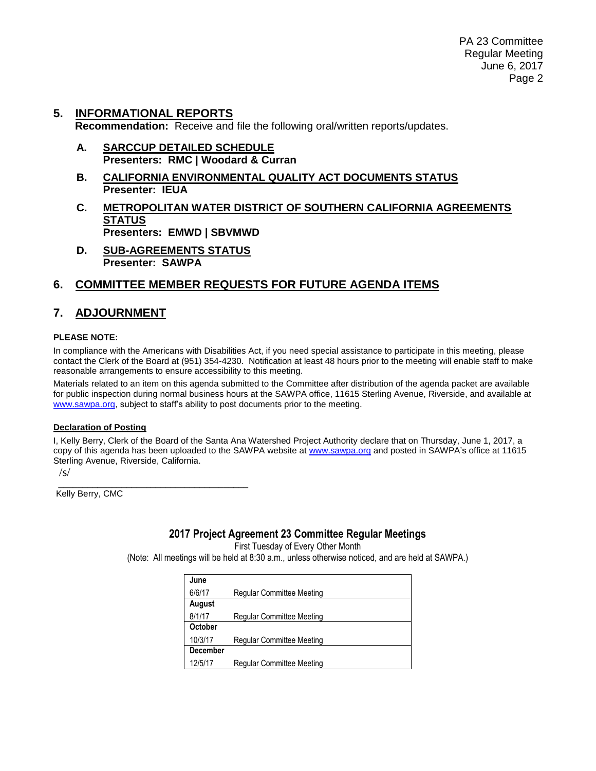## 5. INFORMATIONAL REPORTS

**Recommendation:** Receive and file the following oral/written reports/updates.

### A. SARCCUP DETAILED SCHEDULE
**Presenters: RMC | Woodard & Curran**

### B. CALIFORNIA ENVIRONMENTAL QUALITY ACT DOCUMENTS STATUS
**Presenter: IEUA**

### C. METROPOLITAN WATER DISTRICT OF SOUTHERN CALIFORNIA AGREEMENTS STATUS
**Presenters: EMWD | SBVMWD**

### D. SUB-AGREEMENTS STATUS
**Presenter: SAWPA**

## 6. COMMITTEE MEMBER REQUESTS FOR FUTURE AGENDA ITEMS

## 7. ADJOURNMENT

**PLEASE NOTE:**

In compliance with the Americans with Disabilities Act, if you need special assistance to participate in this meeting, please contact the Clerk of the Board at (951) 354-4230. Notification at least 48 hours prior to the meeting will enable staff to make reasonable arrangements to ensure accessibility to this meeting.

Materials related to an item on this agenda submitted to the Committee after distribution of the agenda packet are available for public inspection during normal business hours at the SAWPA office, 11615 Sterling Avenue, Riverside, and available at www.sawpa.org, subject to staff's ability to post documents prior to the meeting.

**Declaration of Posting**

I, Kelly Berry, Clerk of the Board of the Santa Ana Watershed Project Authority declare that on Thursday, June 1, 2017, a copy of this agenda has been uploaded to the SAWPA website at www.sawpa.org and posted in SAWPA's office at 11615 Sterling Avenue, Riverside, California.

/s/

_______________________________________

Kelly Berry, CMC

### 2017 Project Agreement 23 Committee Regular Meetings

First Tuesday of Every Other Month

(Note: All meetings will be held at 8:30 a.m., unless otherwise noticed, and are held at SAWPA.)

| | |
|---|---|
| **June** | |
| 6/6/17 | Regular Committee Meeting |
| **August** | |
| 8/1/17 | Regular Committee Meeting |
| **October** | |
| 10/3/17 | Regular Committee Meeting |
| **December** | |
| 12/5/17 | Regular Committee Meeting |